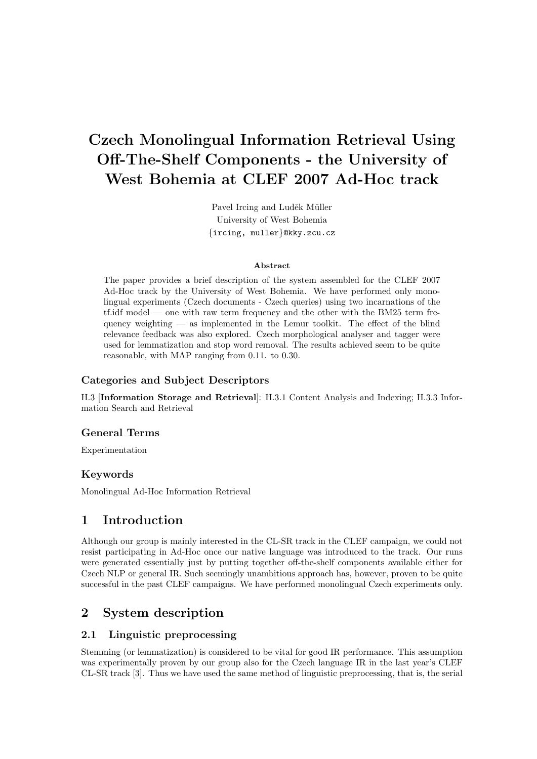# Czech Monolingual Information Retrieval Using Off-The-Shelf Components - the University of West Bohemia at CLEF 2007 Ad-Hoc track

Pavel Ircing and Luděk Müller
University of West Bohemia
{ircing, muller}@kky.zcu.cz

### Abstract

The paper provides a brief description of the system assembled for the CLEF 2007 Ad-Hoc track by the University of West Bohemia. We have performed only monolingual experiments (Czech documents - Czech queries) using two incarnations of the tf.idf model — one with raw term frequency and the other with the BM25 term frequency weighting — as implemented in the Lemur toolkit. The effect of the blind relevance feedback was also explored. Czech morphological analyser and tagger were used for lemmatization and stop word removal. The results achieved seem to be quite reasonable, with MAP ranging from 0.11. to 0.30.

### Categories and Subject Descriptors

H.3 [**Information Storage and Retrieval**]: H.3.1 Content Analysis and Indexing; H.3.3 Information Search and Retrieval

### General Terms

Experimentation

### Keywords

Monolingual Ad-Hoc Information Retrieval

## 1 Introduction

Although our group is mainly interested in the CL-SR track in the CLEF campaign, we could not resist participating in Ad-Hoc once our native language was introduced to the track. Our runs were generated essentially just by putting together off-the-shelf components available either for Czech NLP or general IR. Such seemingly unambitious approach has, however, proven to be quite successful in the past CLEF campaigns. We have performed monolingual Czech experiments only.

## 2 System description

### 2.1 Linguistic preprocessing

Stemming (or lemmatization) is considered to be vital for good IR performance. This assumption was experimentally proven by our group also for the Czech language IR in the last year's CLEF CL-SR track [3]. Thus we have used the same method of linguistic preprocessing, that is, the serial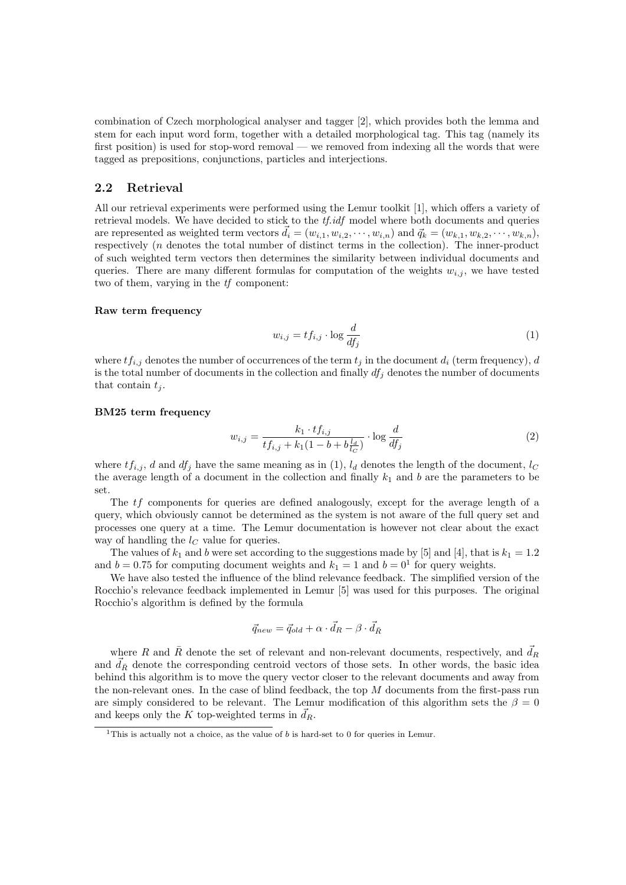combination of Czech morphological analyser and tagger [2], which provides both the lemma and stem for each input word form, together with a detailed morphological tag. This tag (namely its first position) is used for stop-word removal — we removed from indexing all the words that were tagged as prepositions, conjunctions, particles and interjections.

## 2.2 Retrieval

All our retrieval experiments were performed using the Lemur toolkit [1], which offers a variety of retrieval models. We have decided to stick to the *tf.idf* model where both documents and queries are represented as weighted term vectors $\vec{d_i} = (w_{i,1}, w_{i,2}, \cdots, w_{i,n})$ and $\vec{q_k} = (w_{k,1}, w_{k,2}, \cdots, w_{k,n})$, respectively ($n$ denotes the total number of distinct terms in the collection). The inner-product of such weighted term vectors then determines the similarity between individual documents and queries. There are many different formulas for computation of the weights $w_{i,j}$, we have tested two of them, varying in the *tf* component:

**Raw term frequency**

$$w_{i,j} = tf_{i,j} \cdot \log \frac{d}{df_j} \tag{1}$$

where $tf_{i,j}$ denotes the number of occurrences of the term $t_j$ in the document $d_i$ (term frequency), $d$ is the total number of documents in the collection and finally $df_j$ denotes the number of documents that contain $t_j$.

**BM25 term frequency**

$$w_{i,j} = \frac{k_1 \cdot tf_{i,j}}{tf_{i,j} + k_1(1 - b + b\frac{l_d}{l_C})} \cdot \log \frac{d}{df_j} \tag{2}$$

where $tf_{i,j}$, $d$ and $df_j$ have the same meaning as in (1), $l_d$ denotes the length of the document, $l_C$ the average length of a document in the collection and finally $k_1$ and $b$ are the parameters to be set.

The $tf$ components for queries are defined analogously, except for the average length of a query, which obviously cannot be determined as the system is not aware of the full query set and processes one query at a time. The Lemur documentation is however not clear about the exact way of handling the $l_C$ value for queries.

The values of $k_1$ and $b$ were set according to the suggestions made by [5] and [4], that is $k_1 = 1.2$ and $b = 0.75$ for computing document weights and $k_1 = 1$ and $b = 0$[1] for query weights.

We have also tested the influence of the blind relevance feedback. The simplified version of the Rocchio's relevance feedback implemented in Lemur [5] was used for this purposes. The original Rocchio's algorithm is defined by the formula

$$\vec{q}_{new} = \vec{q}_{old} + \alpha \cdot \vec{d}_R - \beta \cdot \vec{d}_{\bar{R}}$$

where $R$ and $\bar{R}$ denote the set of relevant and non-relevant documents, respectively, and $\vec{d}_R$ and $\vec{d}_{\bar{R}}$ denote the corresponding centroid vectors of those sets. In other words, the basic idea behind this algorithm is to move the query vector closer to the relevant documents and away from the non-relevant ones. In the case of blind feedback, the top $M$ documents from the first-pass run are simply considered to be relevant. The Lemur modification of this algorithm sets the $\beta = 0$ and keeps only the $K$ top-weighted terms in $\vec{d}_R$.

[1] This is actually not a choice, as the value of $b$ is hard-set to 0 for queries in Lemur.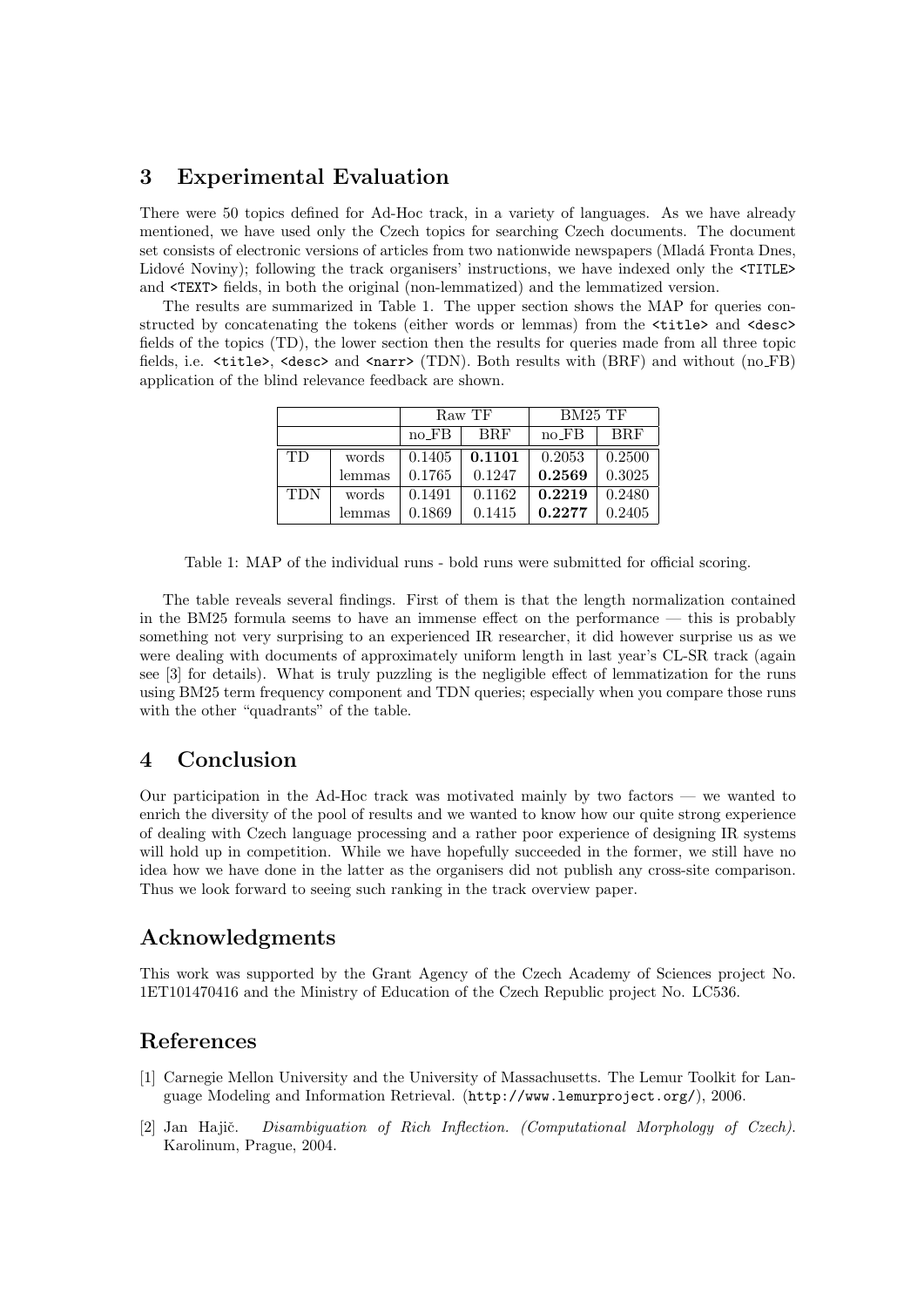## 3 Experimental Evaluation

There were 50 topics defined for Ad-Hoc track, in a variety of languages. As we have already mentioned, we have used only the Czech topics for searching Czech documents. The document set consists of electronic versions of articles from two nationwide newspapers (Mladá Fronta Dnes, Lidové Noviny); following the track organisers' instructions, we have indexed only the `<TITLE>` and `<TEXT>` fields, in both the original (non-lemmatized) and the lemmatized version.

The results are summarized in Table 1. The upper section shows the MAP for queries constructed by concatenating the tokens (either words or lemmas) from the `<title>` and `<desc>` fields of the topics (TD), the lower section then the results for queries made from all three topic fields, i.e. `<title>`, `<desc>` and `<narr>` (TDN). Both results with (BRF) and without (no_FB) application of the blind relevance feedback are shown.

| | | Raw TF | | BM25 TF | |
|---|---|---|---|---|---|
| | | no_FB | BRF | no_FB | BRF |
| TD | words | 0.1405 | **0.1101** | 0.2053 | 0.2500 |
| | lemmas | 0.1765 | 0.1247 | **0.2569** | 0.3025 |
| TDN | words | 0.1491 | 0.1162 | **0.2219** | 0.2480 |
| | lemmas | 0.1869 | 0.1415 | **0.2277** | 0.2405 |

Table 1: MAP of the individual runs - bold runs were submitted for official scoring.

The table reveals several findings. First of them is that the length normalization contained in the BM25 formula seems to have an immense effect on the performance — this is probably something not very surprising to an experienced IR researcher, it did however surprise us as we were dealing with documents of approximately uniform length in last year's CL-SR track (again see [3] for details). What is truly puzzling is the negligible effect of lemmatization for the runs using BM25 term frequency component and TDN queries; especially when you compare those runs with the other "quadrants" of the table.

## 4 Conclusion

Our participation in the Ad-Hoc track was motivated mainly by two factors — we wanted to enrich the diversity of the pool of results and we wanted to know how our quite strong experience of dealing with Czech language processing and a rather poor experience of designing IR systems will hold up in competition. While we have hopefully succeeded in the former, we still have no idea how we have done in the latter as the organisers did not publish any cross-site comparison. Thus we look forward to seeing such ranking in the track overview paper.

## Acknowledgments

This work was supported by the Grant Agency of the Czech Academy of Sciences project No. 1ET101470416 and the Ministry of Education of the Czech Republic project No. LC536.

## References

[1] Carnegie Mellon University and the University of Massachusetts. The Lemur Toolkit for Language Modeling and Information Retrieval. (http://www.lemurproject.org/), 2006.

[2] Jan Hajič. *Disambiguation of Rich Inflection. (Computational Morphology of Czech).* Karolinum, Prague, 2004.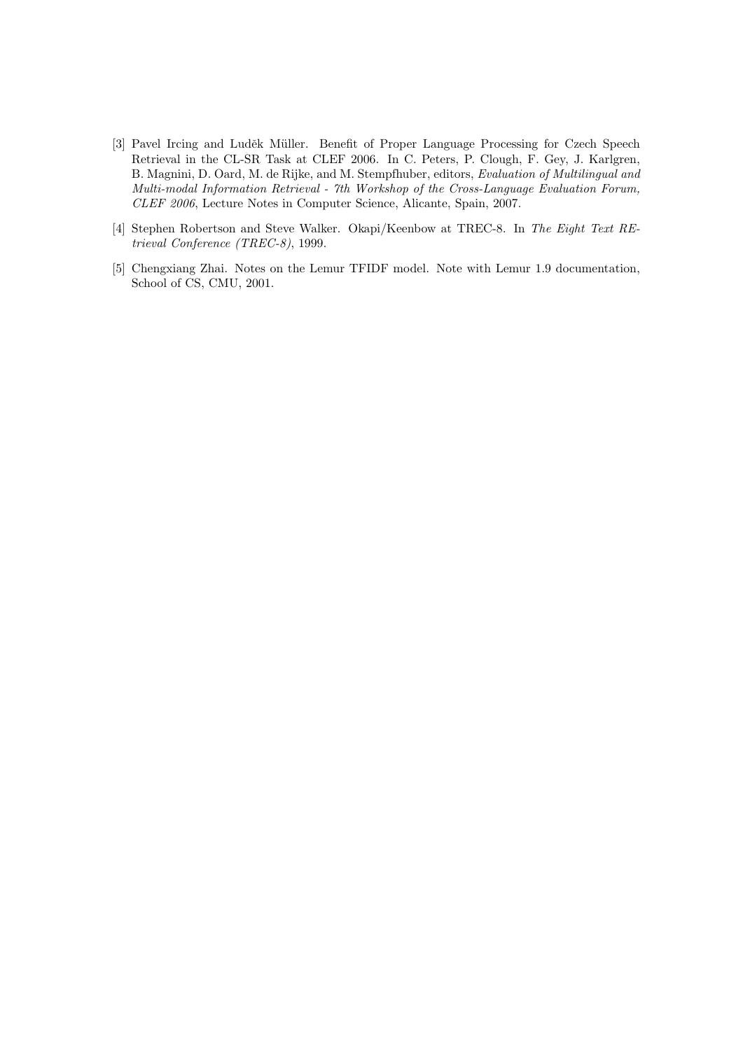[3] Pavel Ircing and Luděk Müller. Benefit of Proper Language Processing for Czech Speech Retrieval in the CL-SR Task at CLEF 2006. In C. Peters, P. Clough, F. Gey, J. Karlgren, B. Magnini, D. Oard, M. de Rijke, and M. Stempfhuber, editors, *Evaluation of Multilingual and Multi-modal Information Retrieval - 7th Workshop of the Cross-Language Evaluation Forum, CLEF 2006*, Lecture Notes in Computer Science, Alicante, Spain, 2007.

[4] Stephen Robertson and Steve Walker. Okapi/Keenbow at TREC-8. In *The Eight Text REtrieval Conference (TREC-8)*, 1999.

[5] Chengxiang Zhai. Notes on the Lemur TFIDF model. Note with Lemur 1.9 documentation, School of CS, CMU, 2001.